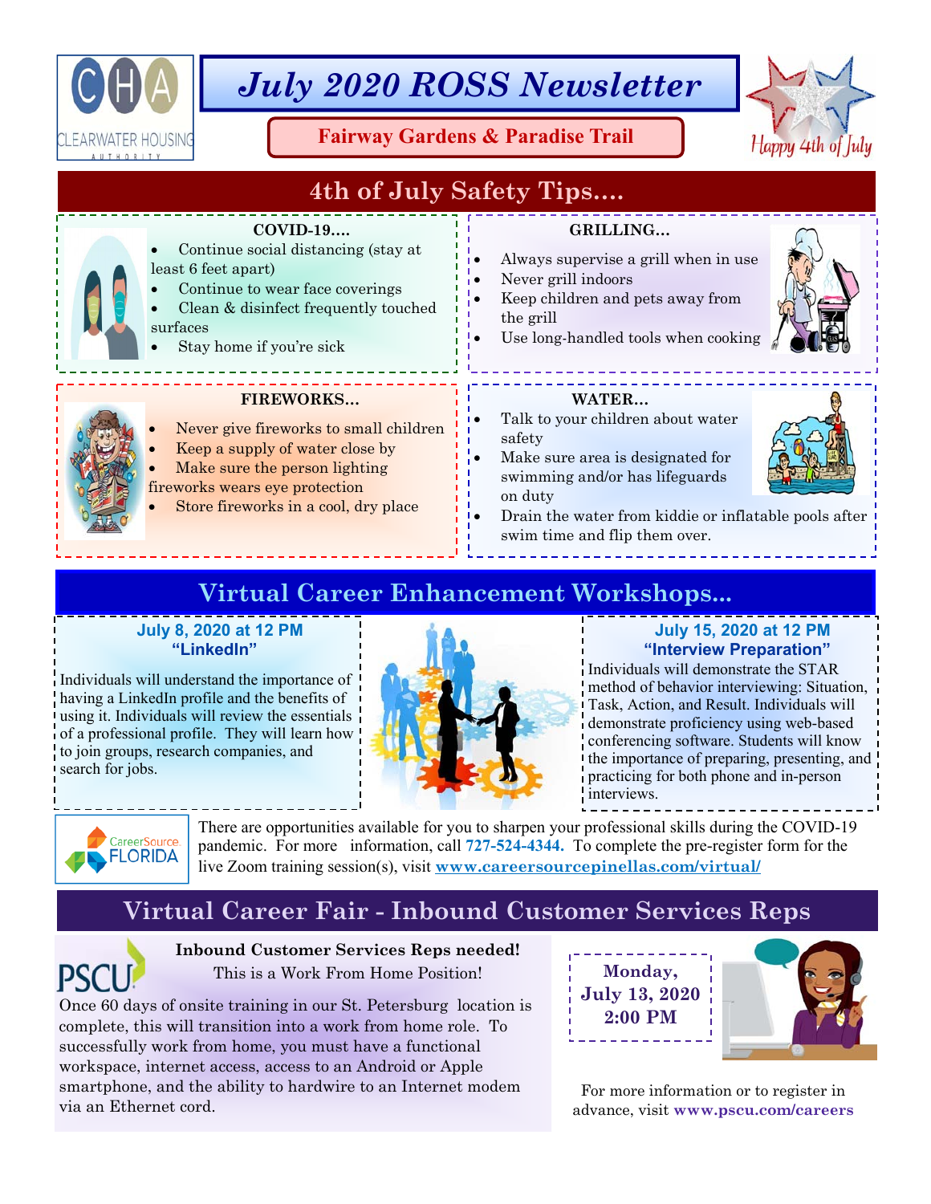CLEARWATER HOUSING AUTHORITY

# July 2020 ROSS Newsletter

**Fairway Gardens & Paradise Trail**

Happy 4th of July

## 4th of July Safety Tips....

### COVID-19....

- Continue social distancing (stay at least 6 feet apart)
- Continue to wear face coverings
- Clean & disinfect frequently touched surfaces
- Stay home if you're sick

### GRILLING...

- Always supervise a grill when in use
- Never grill indoors
- Keep children and pets away from the grill
- Use long-handled tools when cooking

### FIREWORKS...

- Never give fireworks to small children
- Keep a supply of water close by
- Make sure the person lighting fireworks wears eye protection
- Store fireworks in a cool, dry place

### WATER...

- Talk to your children about water safety
- Make sure area is designated for swimming and/or has lifeguards on duty
- Drain the water from kiddie or inflatable pools after swim time and flip them over.

## Virtual Career Enhancement Workshops...

**July 8, 2020 at 12 PM**
**"LinkedIn"**

Individuals will understand the importance of having a LinkedIn profile and the benefits of using it. Individuals will review the essentials of a professional profile. They will learn how to join groups, research companies, and search for jobs.

**July 15, 2020 at 12 PM**
**"Interview Preparation"**

Individuals will demonstrate the STAR method of behavior interviewing: Situation, Task, Action, and Result. Individuals will demonstrate proficiency using web-based conferencing software. Students will know the importance of preparing, presenting, and practicing for both phone and in-person interviews.

CareerSource FLORIDA

There are opportunities available for you to sharpen your professional skills during the COVID-19 pandemic. For more information, call **727-524-4344.** To complete the pre-register form for the live Zoom training session(s), visit **www.careersourcepinellas.com/virtual/**

## Virtual Career Fair - Inbound Customer Services Reps

PSCU

**Inbound Customer Services Reps needed!**

This is a Work From Home Position!

Once 60 days of onsite training in our St. Petersburg location is complete, this will transition into a work from home role. To successfully work from home, you must have a functional workspace, internet access, access to an Android or Apple smartphone, and the ability to hardwire to an Internet modem via an Ethernet cord.

**Monday, July 13, 2020 2:00 PM**

For more information or to register in advance, visit **www.pscu.com/careers**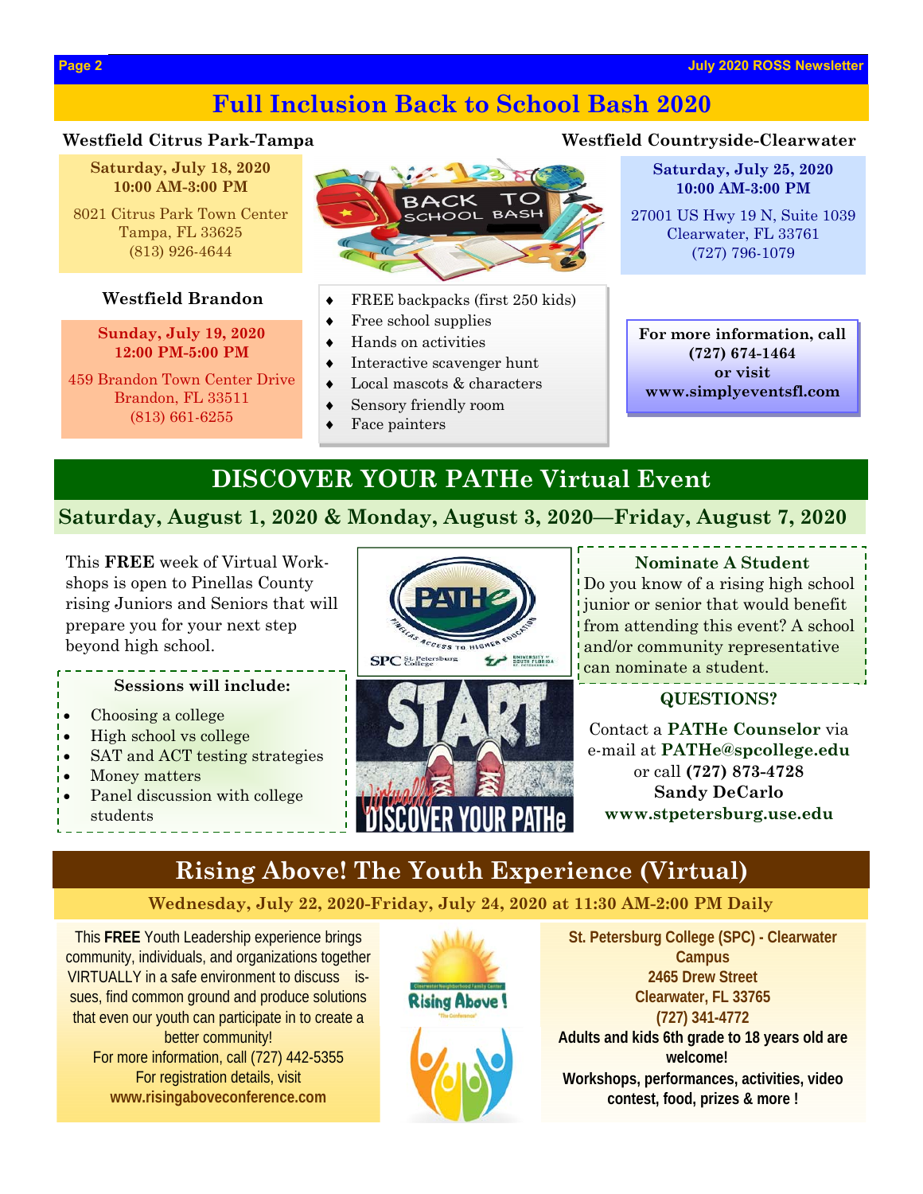# Full Inclusion Back to School Bash 2020

### Westfield Citrus Park-Tampa

**Saturday, July 18, 2020**
**10:00 AM-3:00 PM**

8021 Citrus Park Town Center
Tampa, FL 33625
(813) 926-4644

### Westfield Brandon

**Sunday, July 19, 2020**
**12:00 PM-5:00 PM**

459 Brandon Town Center Drive
Brandon, FL 33511
(813) 661-6255

- FREE backpacks (first 250 kids)
- Free school supplies
- Hands on activities
- Interactive scavenger hunt
- Local mascots & characters
- Sensory friendly room
- Face painters

### Westfield Countryside-Clearwater

**Saturday, July 25, 2020**
**10:00 AM-3:00 PM**

27001 US Hwy 19 N, Suite 1039
Clearwater, FL 33761
(727) 796-1079

**For more information, call (727) 674-1464 or visit www.simplyeventsfl.com**

# DISCOVER YOUR PATHe Virtual Event

## Saturday, August 1, 2020 & Monday, August 3, 2020—Friday, August 7, 2020

This **FREE** week of Virtual Workshops is open to Pinellas County rising Juniors and Seniors that will prepare you for your next step beyond high school.

**Sessions will include:**

- Choosing a college
- High school vs college
- SAT and ACT testing strategies
- Money matters
- Panel discussion with college students

**Nominate A Student**

Do you know of a rising high school junior or senior that would benefit from attending this event? A school and/or community representative can nominate a student.

**QUESTIONS?**

Contact a **PATHe Counselor** via e-mail at **PATHe@spcollege.edu** or call **(727) 873-4728**
**Sandy DeCarlo**
**www.stpetersburg.use.edu**

# Rising Above! The Youth Experience (Virtual)

## Wednesday, July 22, 2020-Friday, July 24, 2020 at 11:30 AM-2:00 PM Daily

This **FREE** Youth Leadership experience brings community, individuals, and organizations together VIRTUALLY in a safe environment to discuss issues, find common ground and produce solutions that even our youth can participate in to create a better community!

For more information, call (727) 442-5355
For registration details, visit
**www.risingaboveconference.com**

**St. Petersburg College (SPC) - Clearwater Campus**
**2465 Drew Street**
**Clearwater, FL 33765**
**(727) 341-4772**

**Adults and kids 6th grade to 18 years old are welcome!**

**Workshops, performances, activities, video contest, food, prizes & more !**